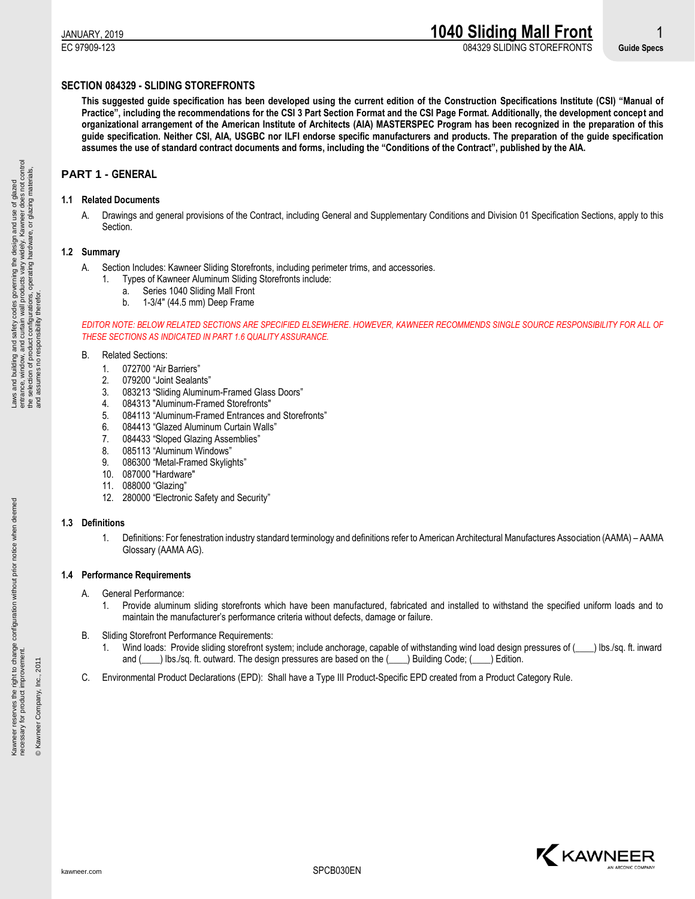## SECTION 084329 - SLIDING STOREFRONTS

**This suggested guide specification has been developed using the current edition of the Construction Specifications Institute (CSI) "Manual of Practice", including the recommendations for the CSI 3 Part Section Format and the CSI Page Format. Additionally, the development concept and organizational arrangement of the American Institute of Architects (AIA) MASTERSPEC Program has been recognized in the preparation of this guide specification. Neither CSI, AIA, USGBC nor ILFI endorse specific manufacturers and products. The preparation of the guide specification assumes the use of standard contract documents and forms, including the "Conditions of the Contract", published by the AIA.**

## PART 1 - GENERAL

### 1.1 Related Documents

A. Drawings and general provisions of the Contract, including General and Supplementary Conditions and Division 01 Specification Sections, apply to this Section.

### 1.2 Summary

A. Section Includes: Kawneer Sliding Storefronts, including perimeter trims, and accessories.
   1. Types of Kawneer Aluminum Sliding Storefronts include:
      a. Series 1040 Sliding Mall Front
      b. 1-3/4" (44.5 mm) Deep Frame

*EDITOR NOTE: BELOW RELATED SECTIONS ARE SPECIFIED ELSEWHERE. HOWEVER, KAWNEER RECOMMENDS SINGLE SOURCE RESPONSIBILITY FOR ALL OF THESE SECTIONS AS INDICATED IN PART 1.6 QUALITY ASSURANCE.*

B. Related Sections:
   1. 072700 "Air Barriers"
   2. 079200 "Joint Sealants"
   3. 083213 "Sliding Aluminum-Framed Glass Doors"
   4. 084313 "Aluminum-Framed Storefronts"
   5. 084113 "Aluminum-Framed Entrances and Storefronts"
   6. 084413 "Glazed Aluminum Curtain Walls"
   7. 084433 "Sloped Glazing Assemblies"
   8. 085113 "Aluminum Windows"
   9. 086300 "Metal-Framed Skylights"
   10. 087000 "Hardware"
   11. 088000 "Glazing"
   12. 280000 "Electronic Safety and Security"

### 1.3 Definitions

1. Definitions: For fenestration industry standard terminology and definitions refer to American Architectural Manufactures Association (AAMA) – AAMA Glossary (AAMA AG).

### 1.4 Performance Requirements

A. General Performance:
   1. Provide aluminum sliding storefronts which have been manufactured, fabricated and installed to withstand the specified uniform loads and to maintain the manufacturer's performance criteria without defects, damage or failure.

B. Sliding Storefront Performance Requirements:
   1. Wind loads: Provide sliding storefront system; include anchorage, capable of withstanding wind load design pressures of (____) lbs./sq. ft. inward and (____) lbs./sq. ft. outward. The design pressures are based on the (____) Building Code; (____) Edition.

C. Environmental Product Declarations (EPD): Shall have a Type III Product-Specific EPD created from a Product Category Rule.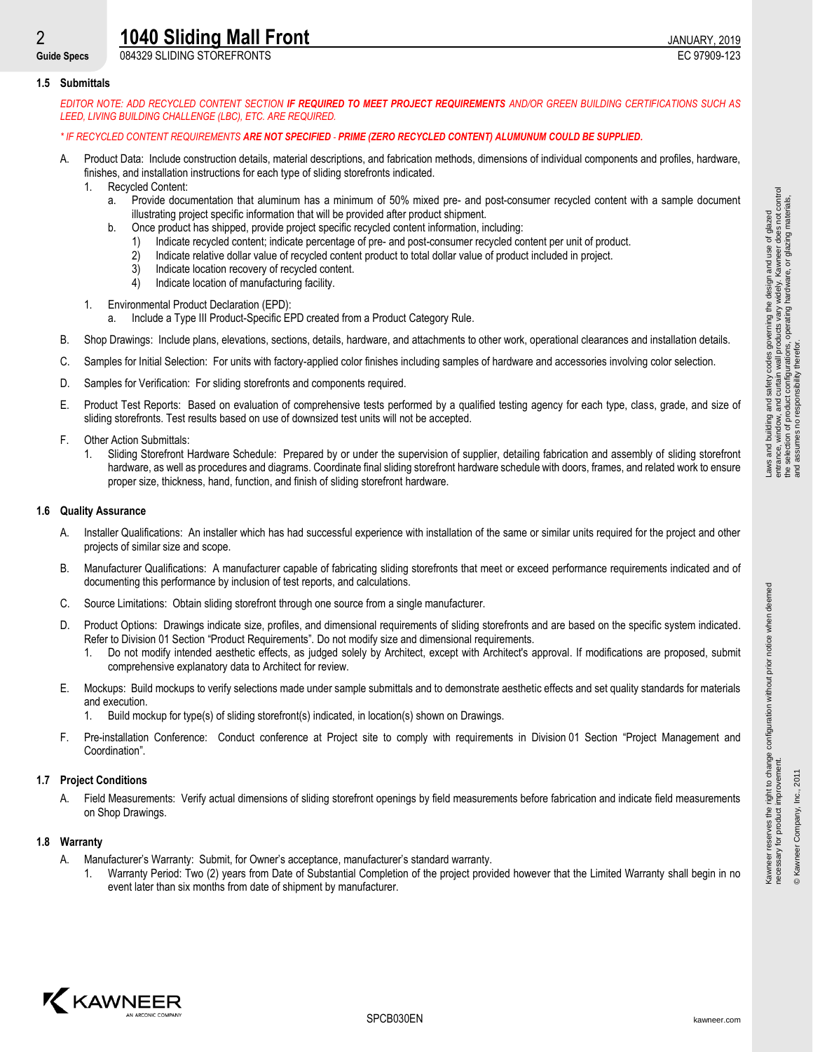### 1.5 Submittals

*EDITOR NOTE: ADD RECYCLED CONTENT SECTION **IF REQUIRED TO MEET PROJECT REQUIREMENTS** AND/OR GREEN BUILDING CERTIFICATIONS SUCH AS LEED, LIVING BUILDING CHALLENGE (LBC), ETC. ARE REQUIRED.*

*\* IF RECYCLED CONTENT REQUIREMENTS **ARE NOT SPECIFIED - PRIME (ZERO RECYCLED CONTENT) ALUMUNUM COULD BE SUPPLIED.***

A. Product Data: Include construction details, material descriptions, and fabrication methods, dimensions of individual components and profiles, hardware, finishes, and installation instructions for each type of sliding storefronts indicated.
   1. Recycled Content:
      a. Provide documentation that aluminum has a minimum of 50% mixed pre- and post-consumer recycled content with a sample document illustrating project specific information that will be provided after product shipment.
      b. Once product has shipped, provide project specific recycled content information, including:
         1) Indicate recycled content; indicate percentage of pre- and post-consumer recycled content per unit of product.
         2) Indicate relative dollar value of recycled content product to total dollar value of product included in project.
         3) Indicate location recovery of recycled content.
         4) Indicate location of manufacturing facility.

   1. Environmental Product Declaration (EPD):
      a. Include a Type III Product-Specific EPD created from a Product Category Rule.

B. Shop Drawings: Include plans, elevations, sections, details, hardware, and attachments to other work, operational clearances and installation details.

C. Samples for Initial Selection: For units with factory-applied color finishes including samples of hardware and accessories involving color selection.

D. Samples for Verification: For sliding storefronts and components required.

E. Product Test Reports: Based on evaluation of comprehensive tests performed by a qualified testing agency for each type, class, grade, and size of sliding storefronts. Test results based on use of downsized test units will not be accepted.

F. Other Action Submittals:
   1. Sliding Storefront Hardware Schedule: Prepared by or under the supervision of supplier, detailing fabrication and assembly of sliding storefront hardware, as well as procedures and diagrams. Coordinate final sliding storefront hardware schedule with doors, frames, and related work to ensure proper size, thickness, hand, function, and finish of sliding storefront hardware.

### 1.6 Quality Assurance

A. Installer Qualifications: An installer which has had successful experience with installation of the same or similar units required for the project and other projects of similar size and scope.

B. Manufacturer Qualifications: A manufacturer capable of fabricating sliding storefronts that meet or exceed performance requirements indicated and of documenting this performance by inclusion of test reports, and calculations.

C. Source Limitations: Obtain sliding storefront through one source from a single manufacturer.

D. Product Options: Drawings indicate size, profiles, and dimensional requirements of sliding storefronts and are based on the specific system indicated. Refer to Division 01 Section "Product Requirements". Do not modify size and dimensional requirements.
   1. Do not modify intended aesthetic effects, as judged solely by Architect, except with Architect's approval. If modifications are proposed, submit comprehensive explanatory data to Architect for review.

E. Mockups: Build mockups to verify selections made under sample submittals and to demonstrate aesthetic effects and set quality standards for materials and execution.
   1. Build mockup for type(s) of sliding storefront(s) indicated, in location(s) shown on Drawings.

F. Pre-installation Conference: Conduct conference at Project site to comply with requirements in Division 01 Section "Project Management and Coordination".

### 1.7 Project Conditions

A. Field Measurements: Verify actual dimensions of sliding storefront openings by field measurements before fabrication and indicate field measurements on Shop Drawings.

### 1.8 Warranty

A. Manufacturer's Warranty: Submit, for Owner's acceptance, manufacturer's standard warranty.
   1. Warranty Period: Two (2) years from Date of Substantial Completion of the project provided however that the Limited Warranty shall begin in no event later than six months from date of shipment by manufacturer.

Laws and building and safety codes governing the design and use of glazed entrance, window, and curtain wall products vary widely. Kawneer does not control the selection of product configurations, operating hardware, or glazing materials, and assumes no responsibility therefor.

Kawneer reserves the right to change configuration without prior notice when deemed necessary for product improvement.

© Kawneer Company, Inc., 2011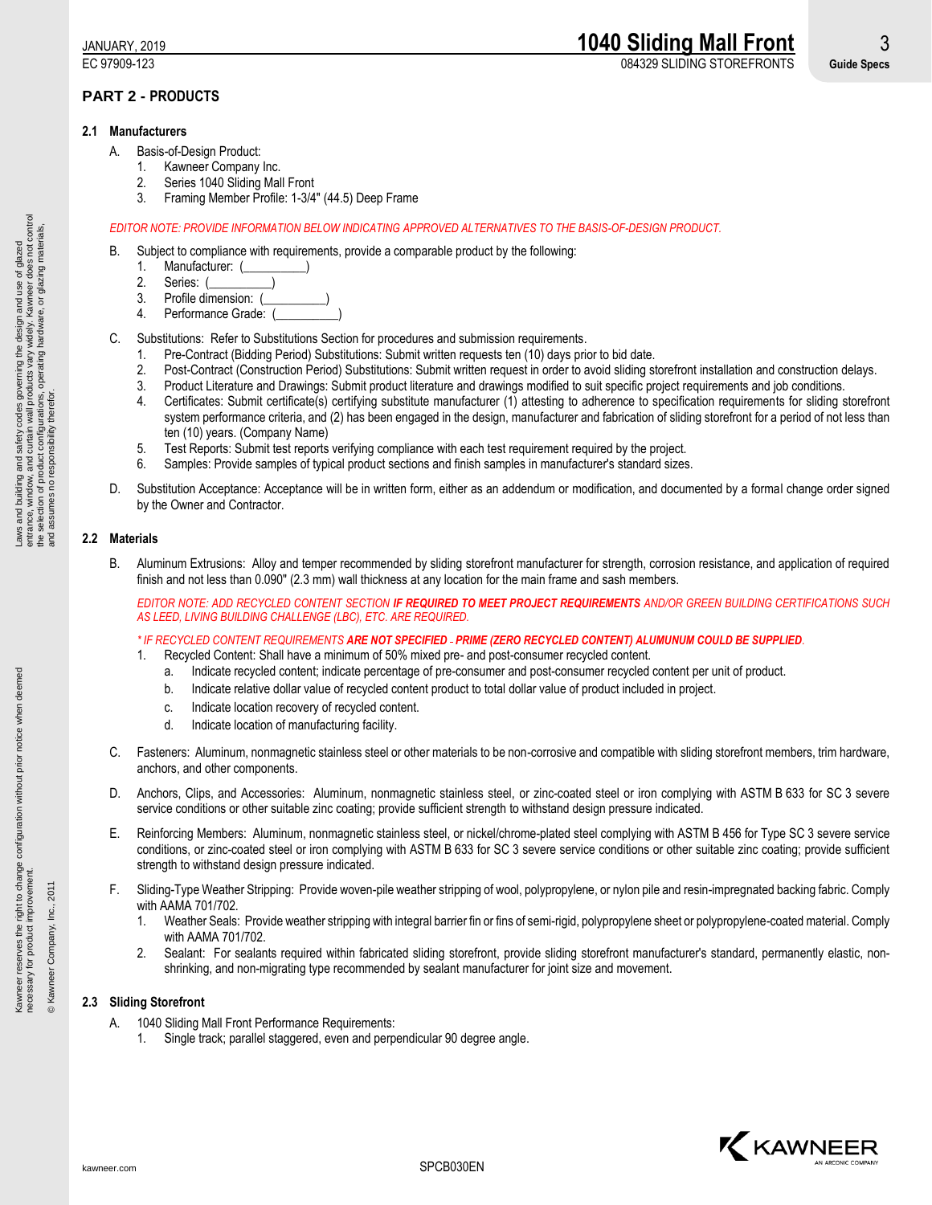## PART 2 - PRODUCTS

### 2.1 Manufacturers

A. Basis-of-Design Product:
   1. Kawneer Company Inc.
   2. Series 1040 Sliding Mall Front
   3. Framing Member Profile: 1-3/4" (44.5) Deep Frame

*EDITOR NOTE: PROVIDE INFORMATION BELOW INDICATING APPROVED ALTERNATIVES TO THE BASIS-OF-DESIGN PRODUCT.*

B. Subject to compliance with requirements, provide a comparable product by the following:
   1. Manufacturer: (__________)
   2. Series: (__________)
   3. Profile dimension: (__________)
   4. Performance Grade: (__________)

C. Substitutions: Refer to Substitutions Section for procedures and submission requirements.
   1. Pre-Contract (Bidding Period) Substitutions: Submit written requests ten (10) days prior to bid date.
   2. Post-Contract (Construction Period) Substitutions: Submit written request in order to avoid sliding storefront installation and construction delays.
   3. Product Literature and Drawings: Submit product literature and drawings modified to suit specific project requirements and job conditions.
   4. Certificates: Submit certificate(s) certifying substitute manufacturer (1) attesting to adherence to specification requirements for sliding storefront system performance criteria, and (2) has been engaged in the design, manufacturer and fabrication of sliding storefront for a period of not less than ten (10) years. (Company Name)
   5. Test Reports: Submit test reports verifying compliance with each test requirement required by the project.
   6. Samples: Provide samples of typical product sections and finish samples in manufacturer's standard sizes.

D. Substitution Acceptance: Acceptance will be in written form, either as an addendum or modification, and documented by a formal change order signed by the Owner and Contractor.

### 2.2 Materials

B. Aluminum Extrusions: Alloy and temper recommended by sliding storefront manufacturer for strength, corrosion resistance, and application of required finish and not less than 0.090" (2.3 mm) wall thickness at any location for the main frame and sash members.

   *EDITOR NOTE: ADD RECYCLED CONTENT SECTION **IF REQUIRED TO MEET PROJECT REQUIREMENTS** AND/OR GREEN BUILDING CERTIFICATIONS SUCH AS LEED, LIVING BUILDING CHALLENGE (LBC), ETC. ARE REQUIRED.*

   *\* IF RECYCLED CONTENT REQUIREMENTS **ARE NOT SPECIFIED - PRIME (ZERO RECYCLED CONTENT) ALUMUNUM COULD BE SUPPLIED**.*

   1. Recycled Content: Shall have a minimum of 50% mixed pre- and post-consumer recycled content.
      a. Indicate recycled content; indicate percentage of pre-consumer and post-consumer recycled content per unit of product.
      b. Indicate relative dollar value of recycled content product to total dollar value of product included in project.
      c. Indicate location recovery of recycled content.
      d. Indicate location of manufacturing facility.

C. Fasteners: Aluminum, nonmagnetic stainless steel or other materials to be non-corrosive and compatible with sliding storefront members, trim hardware, anchors, and other components.

D. Anchors, Clips, and Accessories: Aluminum, nonmagnetic stainless steel, or zinc-coated steel or iron complying with ASTM B 633 for SC 3 severe service conditions or other suitable zinc coating; provide sufficient strength to withstand design pressure indicated.

E. Reinforcing Members: Aluminum, nonmagnetic stainless steel, or nickel/chrome-plated steel complying with ASTM B 456 for Type SC 3 severe service conditions, or zinc-coated steel or iron complying with ASTM B 633 for SC 3 severe service conditions or other suitable zinc coating; provide sufficient strength to withstand design pressure indicated.

F. Sliding-Type Weather Stripping: Provide woven-pile weather stripping of wool, polypropylene, or nylon pile and resin-impregnated backing fabric. Comply with AAMA 701/702.
   1. Weather Seals: Provide weather stripping with integral barrier fin or fins of semi-rigid, polypropylene sheet or polypropylene-coated material. Comply with AAMA 701/702.
   2. Sealant: For sealants required within fabricated sliding storefront, provide sliding storefront manufacturer's standard, permanently elastic, non-shrinking, and non-migrating type recommended by sealant manufacturer for joint size and movement.

### 2.3 Sliding Storefront

A. 1040 Sliding Mall Front Performance Requirements:
   1. Single track; parallel staggered, even and perpendicular 90 degree angle.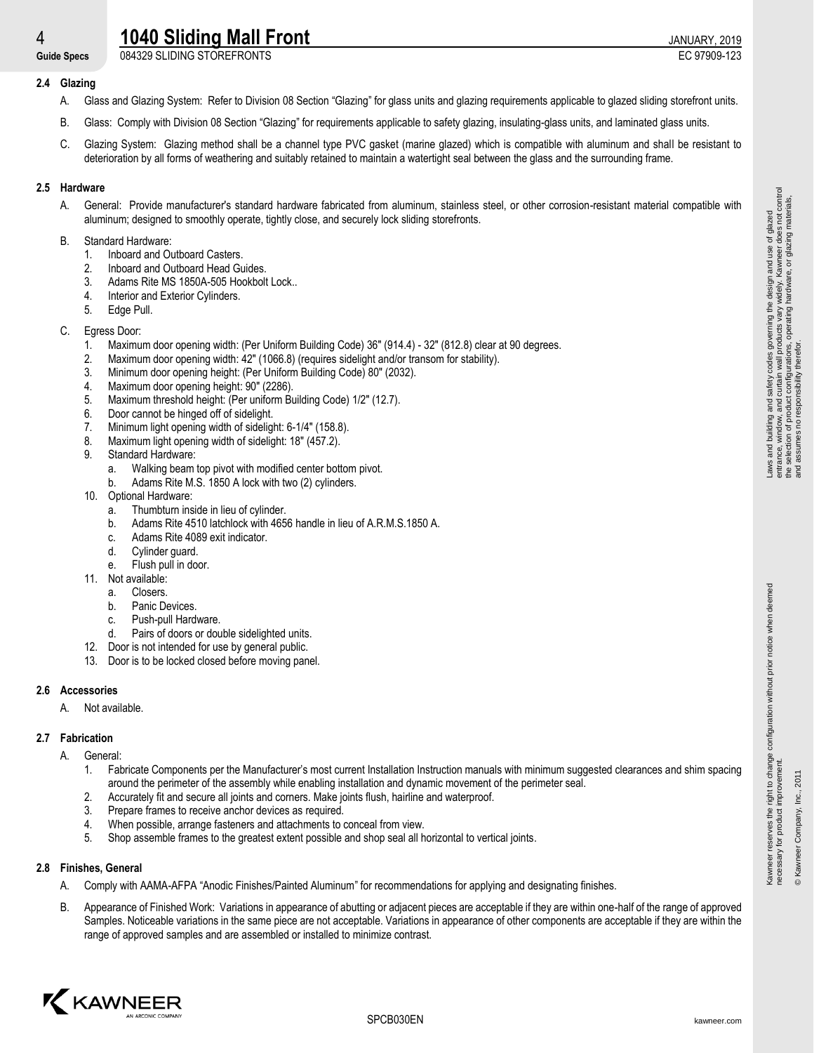### 2.4 Glazing

A. Glass and Glazing System: Refer to Division 08 Section "Glazing" for glass units and glazing requirements applicable to glazed sliding storefront units.

B. Glass: Comply with Division 08 Section "Glazing" for requirements applicable to safety glazing, insulating-glass units, and laminated glass units.

C. Glazing System: Glazing method shall be a channel type PVC gasket (marine glazed) which is compatible with aluminum and shall be resistant to deterioration by all forms of weathering and suitably retained to maintain a watertight seal between the glass and the surrounding frame.

### 2.5 Hardware

A. General: Provide manufacturer's standard hardware fabricated from aluminum, stainless steel, or other corrosion-resistant material compatible with aluminum; designed to smoothly operate, tightly close, and securely lock sliding storefronts.

B. Standard Hardware:
   1. Inboard and Outboard Casters.
   2. Inboard and Outboard Head Guides.
   3. Adams Rite MS 1850A-505 Hookbolt Lock..
   4. Interior and Exterior Cylinders.
   5. Edge Pull.

C. Egress Door:
   1. Maximum door opening width: (Per Uniform Building Code) 36" (914.4) - 32" (812.8) clear at 90 degrees.
   2. Maximum door opening width: 42" (1066.8) (requires sidelight and/or transom for stability).
   3. Minimum door opening height: (Per Uniform Building Code) 80" (2032).
   4. Maximum door opening height: 90" (2286).
   5. Maximum threshold height: (Per uniform Building Code) 1/2" (12.7).
   6. Door cannot be hinged off of sidelight.
   7. Minimum light opening width of sidelight: 6-1/4" (158.8).
   8. Maximum light opening width of sidelight: 18" (457.2).
   9. Standard Hardware:
      a. Walking beam top pivot with modified center bottom pivot.
      b. Adams Rite M.S. 1850 A lock with two (2) cylinders.
   10. Optional Hardware:
      a. Thumbturn inside in lieu of cylinder.
      b. Adams Rite 4510 latchlock with 4656 handle in lieu of A.R.M.S.1850 A.
      c. Adams Rite 4089 exit indicator.
      d. Cylinder guard.
      e. Flush pull in door.
   11. Not available:
      a. Closers.
      b. Panic Devices.
      c. Push-pull Hardware.
      d. Pairs of doors or double sidelighted units.
   12. Door is not intended for use by general public.
   13. Door is to be locked closed before moving panel.

### 2.6 Accessories

A. Not available.

### 2.7 Fabrication

A. General:
   1. Fabricate Components per the Manufacturer's most current Installation Instruction manuals with minimum suggested clearances and shim spacing around the perimeter of the assembly while enabling installation and dynamic movement of the perimeter seal.
   2. Accurately fit and secure all joints and corners. Make joints flush, hairline and waterproof.
   3. Prepare frames to receive anchor devices as required.
   4. When possible, arrange fasteners and attachments to conceal from view.
   5. Shop assemble frames to the greatest extent possible and shop seal all horizontal to vertical joints.

### 2.8 Finishes, General

A. Comply with AAMA-AFPA "Anodic Finishes/Painted Aluminum" for recommendations for applying and designating finishes.

B. Appearance of Finished Work: Variations in appearance of abutting or adjacent pieces are acceptable if they are within one-half of the range of approved Samples. Noticeable variations in the same piece are not acceptable. Variations in appearance of other components are acceptable if they are within the range of approved samples and are assembled or installed to minimize contrast.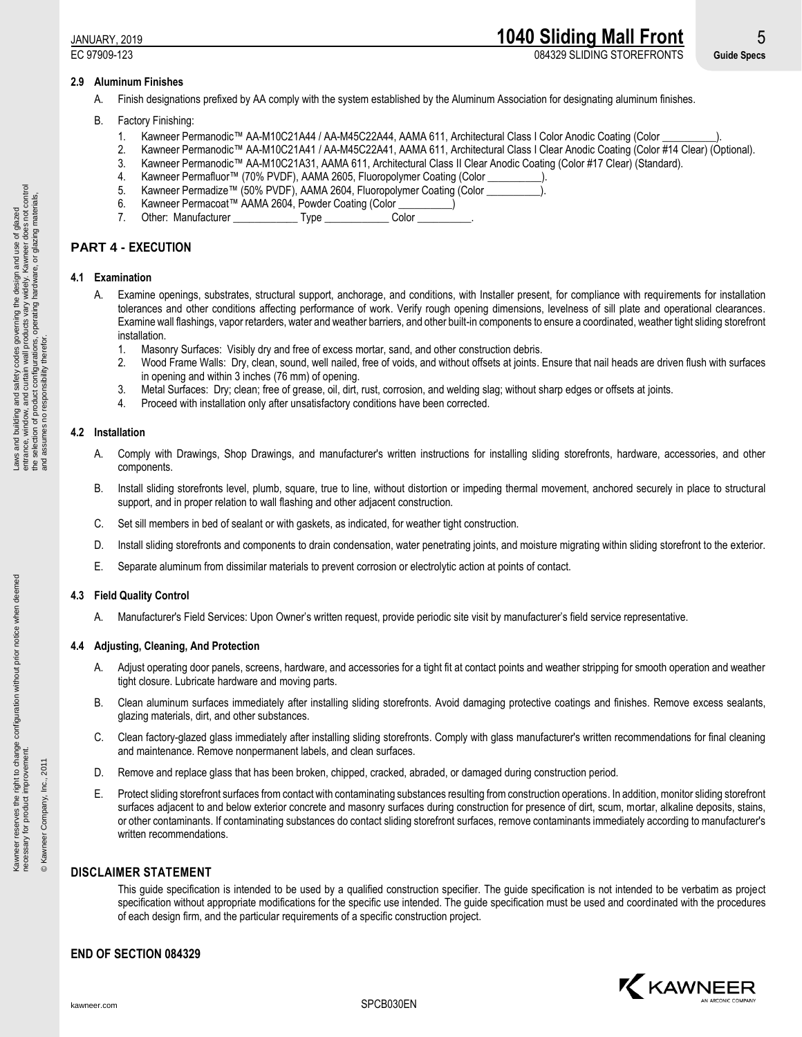#### 2.9 Aluminum Finishes

A. Finish designations prefixed by AA comply with the system established by the Aluminum Association for designating aluminum finishes.

B. Factory Finishing:

1. Kawneer Permanodic™ AA-M10C21A44 / AA-M45C22A44, AAMA 611, Architectural Class I Color Anodic Coating (Color __________).
2. Kawneer Permanodic™ AA-M10C21A41 / AA-M45C22A41, AAMA 611, Architectural Class I Clear Anodic Coating (Color #14 Clear) (Optional).
3. Kawneer Permanodic™ AA-M10C21A31, AAMA 611, Architectural Class II Clear Anodic Coating (Color #17 Clear) (Standard).
4. Kawneer Permafluor™ (70% PVDF), AAMA 2605, Fluoropolymer Coating (Color __________).
5. Kawneer Permadize™ (50% PVDF), AAMA 2604, Fluoropolymer Coating (Color __________).
6. Kawneer Permacoat™ AAMA 2604, Powder Coating (Color __________)
7. Other: Manufacturer ____________ Type ____________ Color __________.

## PART 4 - EXECUTION

#### 4.1 Examination

A. Examine openings, substrates, structural support, anchorage, and conditions, with Installer present, for compliance with requirements for installation tolerances and other conditions affecting performance of work. Verify rough opening dimensions, levelness of sill plate and operational clearances. Examine wall flashings, vapor retarders, water and weather barriers, and other built-in components to ensure a coordinated, weather tight sliding storefront installation.

1. Masonry Surfaces: Visibly dry and free of excess mortar, sand, and other construction debris.
2. Wood Frame Walls: Dry, clean, sound, well nailed, free of voids, and without offsets at joints. Ensure that nail heads are driven flush with surfaces in opening and within 3 inches (76 mm) of opening.
3. Metal Surfaces: Dry; clean; free of grease, oil, dirt, rust, corrosion, and welding slag; without sharp edges or offsets at joints.
4. Proceed with installation only after unsatisfactory conditions have been corrected.

#### 4.2 Installation

A. Comply with Drawings, Shop Drawings, and manufacturer's written instructions for installing sliding storefronts, hardware, accessories, and other components.

B. Install sliding storefronts level, plumb, square, true to line, without distortion or impeding thermal movement, anchored securely in place to structural support, and in proper relation to wall flashing and other adjacent construction.

C. Set sill members in bed of sealant or with gaskets, as indicated, for weather tight construction.

D. Install sliding storefronts and components to drain condensation, water penetrating joints, and moisture migrating within sliding storefront to the exterior.

E. Separate aluminum from dissimilar materials to prevent corrosion or electrolytic action at points of contact.

#### 4.3 Field Quality Control

A. Manufacturer's Field Services: Upon Owner's written request, provide periodic site visit by manufacturer's field service representative.

#### 4.4 Adjusting, Cleaning, And Protection

A. Adjust operating door panels, screens, hardware, and accessories for a tight fit at contact points and weather stripping for smooth operation and weather tight closure. Lubricate hardware and moving parts.

B. Clean aluminum surfaces immediately after installing sliding storefronts. Avoid damaging protective coatings and finishes. Remove excess sealants, glazing materials, dirt, and other substances.

C. Clean factory-glazed glass immediately after installing sliding storefronts. Comply with glass manufacturer's written recommendations for final cleaning and maintenance. Remove nonpermanent labels, and clean surfaces.

D. Remove and replace glass that has been broken, chipped, cracked, abraded, or damaged during construction period.

E. Protect sliding storefront surfaces from contact with contaminating substances resulting from construction operations. In addition, monitor sliding storefront surfaces adjacent to and below exterior concrete and masonry surfaces during construction for presence of dirt, scum, mortar, alkaline deposits, stains, or other contaminants. If contaminating substances do contact sliding storefront surfaces, remove contaminants immediately according to manufacturer's written recommendations.

### DISCLAIMER STATEMENT

This guide specification is intended to be used by a qualified construction specifier. The guide specification is not intended to be verbatim as project specification without appropriate modifications for the specific use intended. The guide specification must be used and coordinated with the procedures of each design firm, and the particular requirements of a specific construction project.

### END OF SECTION 084329

Laws and building and safety codes governing the design and use of glazed entrance, window, and curtain wall products vary widely. Kawneer does not control the selection of product configurations, operating hardware, or glazing materials, and assumes no responsibility therefor.

Kawneer reserves the right to change configuration without prior notice when deemed necessary for product improvement.

© Kawneer Company, Inc., 2011